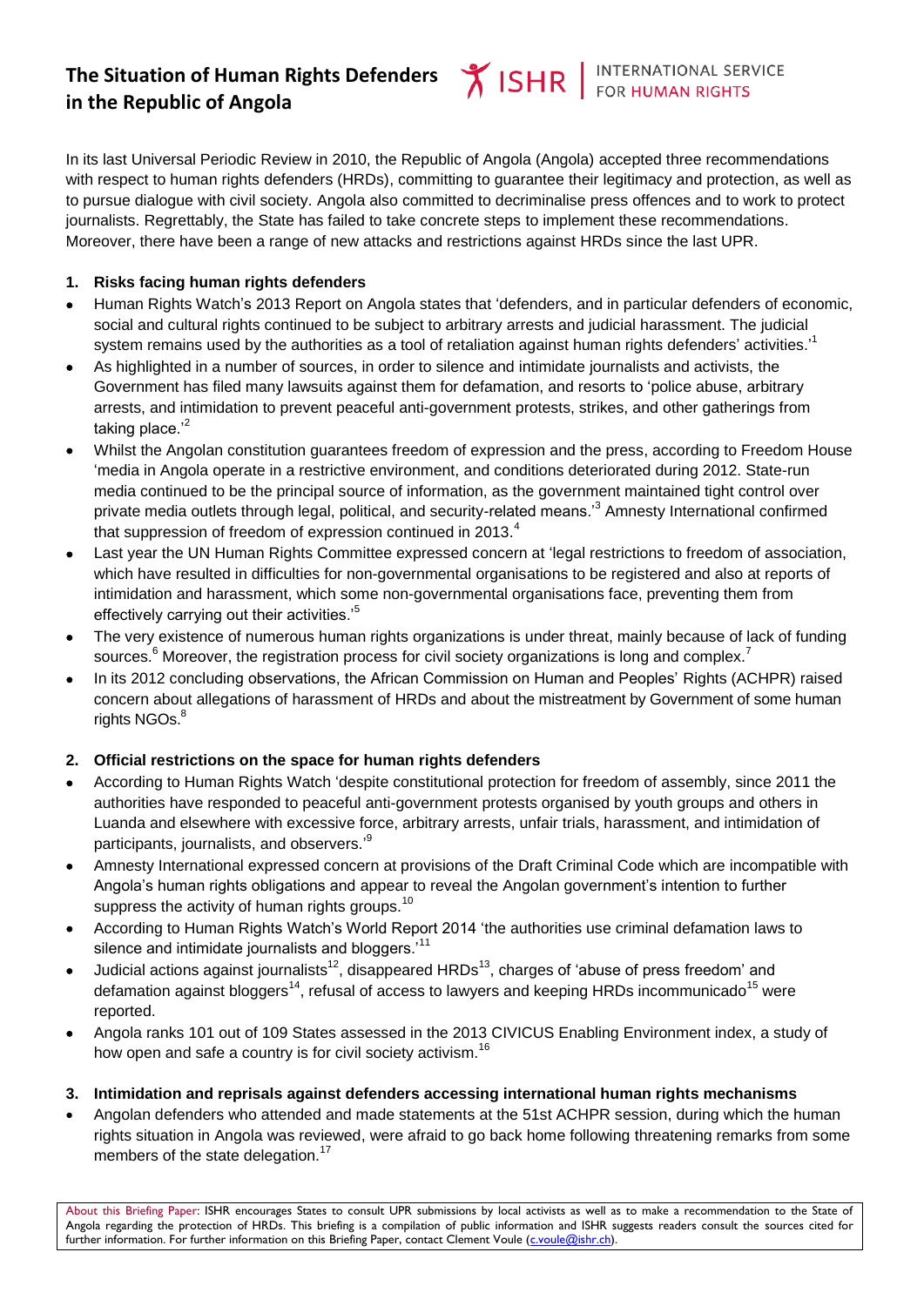# The Situation of Human Rights Defenders in the Republic of Angola

ISHR | INTERNATIONAL SERVICE FOR HUMAN RIGHTS

In its last Universal Periodic Review in 2010, the Republic of Angola (Angola) accepted three recommendations with respect to human rights defenders (HRDs), committing to guarantee their legitimacy and protection, as well as to pursue dialogue with civil society. Angola also committed to decriminalise press offences and to work to protect journalists. Regrettably, the State has failed to take concrete steps to implement these recommendations. Moreover, there have been a range of new attacks and restrictions against HRDs since the last UPR.

## 1. Risks facing human rights defenders

- Human Rights Watch's 2013 Report on Angola states that 'defenders, and in particular defenders of economic, social and cultural rights continued to be subject to arbitrary arrests and judicial harassment. The judicial system remains used by the authorities as a tool of retaliation against human rights defenders' activities.'[1]
- As highlighted in a number of sources, in order to silence and intimidate journalists and activists, the Government has filed many lawsuits against them for defamation, and resorts to 'police abuse, arbitrary arrests, and intimidation to prevent peaceful anti-government protests, strikes, and other gatherings from taking place.'[2]
- Whilst the Angolan constitution guarantees freedom of expression and the press, according to Freedom House 'media in Angola operate in a restrictive environment, and conditions deteriorated during 2012. State-run media continued to be the principal source of information, as the government maintained tight control over private media outlets through legal, political, and security-related means.'[3] Amnesty International confirmed that suppression of freedom of expression continued in 2013.[4]
- Last year the UN Human Rights Committee expressed concern at 'legal restrictions to freedom of association, which have resulted in difficulties for non-governmental organisations to be registered and also at reports of intimidation and harassment, which some non-governmental organisations face, preventing them from effectively carrying out their activities.'[5]
- The very existence of numerous human rights organizations is under threat, mainly because of lack of funding sources.[6] Moreover, the registration process for civil society organizations is long and complex.[7]
- In its 2012 concluding observations, the African Commission on Human and Peoples' Rights (ACHPR) raised concern about allegations of harassment of HRDs and about the mistreatment by Government of some human rights NGOs.[8]

## 2. Official restrictions on the space for human rights defenders

- According to Human Rights Watch 'despite constitutional protection for freedom of assembly, since 2011 the authorities have responded to peaceful anti-government protests organised by youth groups and others in Luanda and elsewhere with excessive force, arbitrary arrests, unfair trials, harassment, and intimidation of participants, journalists, and observers.'[9]
- Amnesty International expressed concern at provisions of the Draft Criminal Code which are incompatible with Angola's human rights obligations and appear to reveal the Angolan government's intention to further suppress the activity of human rights groups.[10]
- According to Human Rights Watch's World Report 2014 'the authorities use criminal defamation laws to silence and intimidate journalists and bloggers.'[11]
- Judicial actions against journalists[12], disappeared HRDs[13], charges of 'abuse of press freedom' and defamation against bloggers[14], refusal of access to lawyers and keeping HRDs incommunicado[15] were reported.
- Angola ranks 101 out of 109 States assessed in the 2013 CIVICUS Enabling Environment index, a study of how open and safe a country is for civil society activism.[16]

## 3. Intimidation and reprisals against defenders accessing international human rights mechanisms

- Angolan defenders who attended and made statements at the 51st ACHPR session, during which the human rights situation in Angola was reviewed, were afraid to go back home following threatening remarks from some members of the state delegation.[17]

About this Briefing Paper: ISHR encourages States to consult UPR submissions by local activists as well as to make a recommendation to the State of Angola regarding the protection of HRDs. This briefing is a compilation of public information and ISHR suggests readers consult the sources cited for further information. For further information on this Briefing Paper, contact Clement Voule (c.voule@ishr.ch).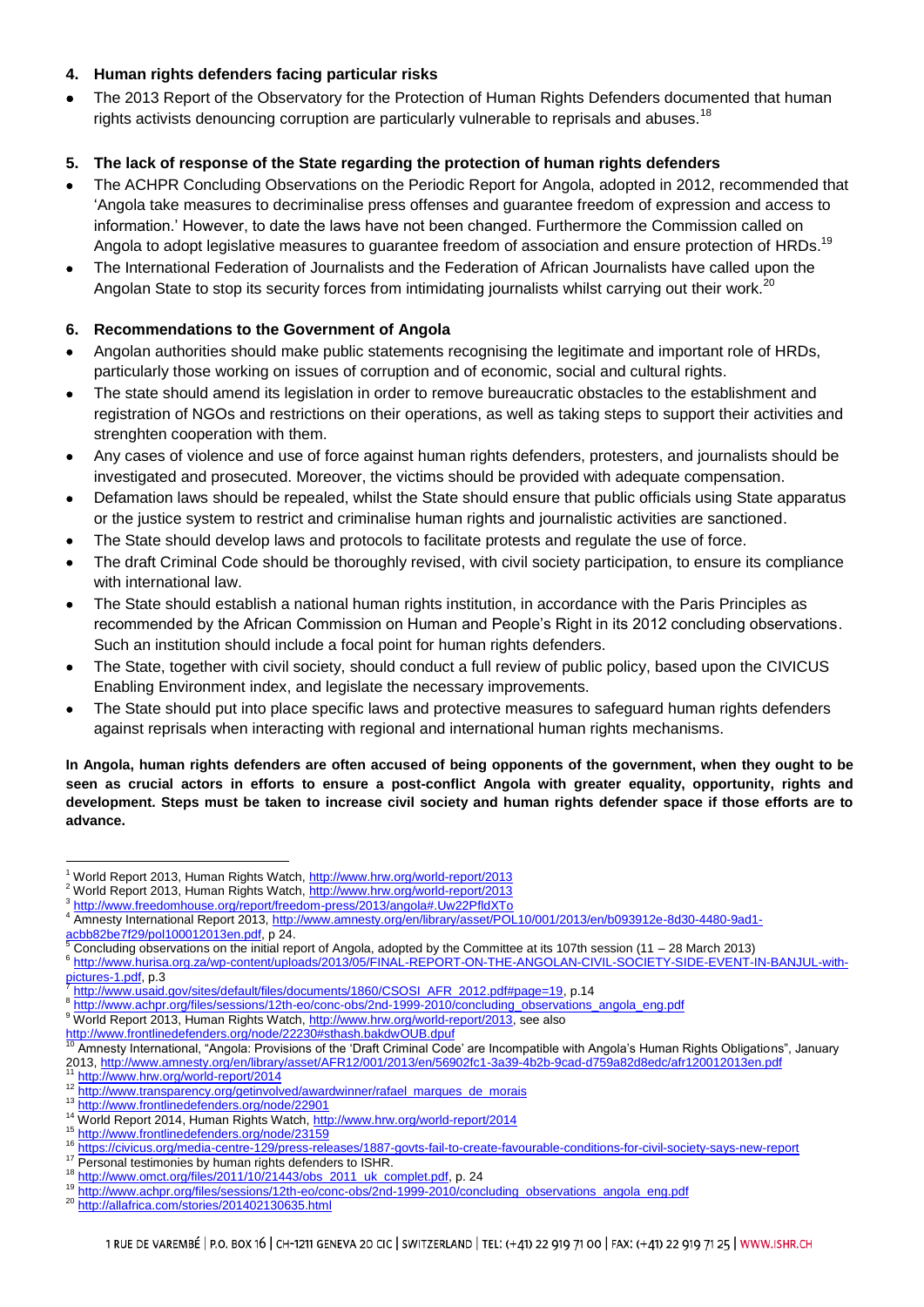## 4. Human rights defenders facing particular risks

- The 2013 Report of the Observatory for the Protection of Human Rights Defenders documented that human rights activists denouncing corruption are particularly vulnerable to reprisals and abuses.[18]

## 5. The lack of response of the State regarding the protection of human rights defenders

- The ACHPR Concluding Observations on the Periodic Report for Angola, adopted in 2012, recommended that 'Angola take measures to decriminalise press offenses and guarantee freedom of expression and access to information.' However, to date the laws have not been changed. Furthermore the Commission called on Angola to adopt legislative measures to guarantee freedom of association and ensure protection of HRDs.[19]
- The International Federation of Journalists and the Federation of African Journalists have called upon the Angolan State to stop its security forces from intimidating journalists whilst carrying out their work.[20]

## 6. Recommendations to the Government of Angola

- Angolan authorities should make public statements recognising the legitimate and important role of HRDs, particularly those working on issues of corruption and of economic, social and cultural rights.
- The state should amend its legislation in order to remove bureaucratic obstacles to the establishment and registration of NGOs and restrictions on their operations, as well as taking steps to support their activities and strenghten cooperation with them.
- Any cases of violence and use of force against human rights defenders, protesters, and journalists should be investigated and prosecuted. Moreover, the victims should be provided with adequate compensation.
- Defamation laws should be repealed, whilst the State should ensure that public officials using State apparatus or the justice system to restrict and criminalise human rights and journalistic activities are sanctioned.
- The State should develop laws and protocols to facilitate protests and regulate the use of force.
- The draft Criminal Code should be thoroughly revised, with civil society participation, to ensure its compliance with international law.
- The State should establish a national human rights institution, in accordance with the Paris Principles as recommended by the African Commission on Human and People's Right in its 2012 concluding observations. Such an institution should include a focal point for human rights defenders.
- The State, together with civil society, should conduct a full review of public policy, based upon the CIVICUS Enabling Environment index, and legislate the necessary improvements.
- The State should put into place specific laws and protective measures to safeguard human rights defenders against reprisals when interacting with regional and international human rights mechanisms.

**In Angola, human rights defenders are often accused of being opponents of the government, when they ought to be seen as crucial actors in efforts to ensure a post-conflict Angola with greater equality, opportunity, rights and development. Steps must be taken to increase civil society and human rights defender space if those efforts are to advance.**

---

[1] World Report 2013, Human Rights Watch, http://www.hrw.org/world-report/2013
[2] World Report 2013, Human Rights Watch, http://www.hrw.org/world-report/2013
[3] http://www.freedomhouse.org/report/freedom-press/2013/angola#.Uw22PfldXTo
[4] Amnesty International Report 2013, http://www.amnesty.org/en/library/asset/POL10/001/2013/en/b093912e-8d30-4480-9ad1-acbb82be7f29/pol100012013en.pdf, p 24.
[5] Concluding observations on the initial report of Angola, adopted by the Committee at its 107th session (11 – 28 March 2013)
[6] http://www.hurisa.org.za/wp-content/uploads/2013/05/FINAL-REPORT-ON-THE-ANGOLAN-CIVIL-SOCIETY-SIDE-EVENT-IN-BANJUL-with-pictures-1.pdf, p.3
[7] http://www.usaid.gov/sites/default/files/documents/1860/CSOSI_AFR_2012.pdf#page=19, p.14
[8] http://www.achpr.org/files/sessions/12th-eo/conc-obs/2nd-1999-2010/concluding_observations_angola_eng.pdf
[9] World Report 2013, Human Rights Watch, http://www.hrw.org/world-report/2013, see also http://www.frontlinedefenders.org/node/22230#sthash.bakdwOUB.dpuf
[10] Amnesty International, "Angola: Provisions of the 'Draft Criminal Code' are Incompatible with Angola's Human Rights Obligations", January 2013, http://www.amnesty.org/en/library/asset/AFR12/001/2013/en/56902fc1-3a39-4b2b-9cad-d759a82d8edc/afr120012013en.pdf
[11] http://www.hrw.org/world-report/2014
[12] http://www.transparency.org/getinvolved/awardwinner/rafael_marques_de_morais
[13] http://www.frontlinedefenders.org/node/22901
[14] World Report 2014, Human Rights Watch, http://www.hrw.org/world-report/2014
[15] http://www.frontlinedefenders.org/node/23159
[16] https://civicus.org/media-centre-129/press-releases/1887-govts-fail-to-create-favourable-conditions-for-civil-society-says-new-report
[17] Personal testimonies by human rights defenders to ISHR.
[18] http://www.omct.org/files/2011/10/21443/obs_2011_uk_complet.pdf, p. 24
[19] http://www.achpr.org/files/sessions/12th-eo/conc-obs/2nd-1999-2010/concluding_observations_angola_eng.pdf
[20] http://allafrica.com/stories/201402130635.html